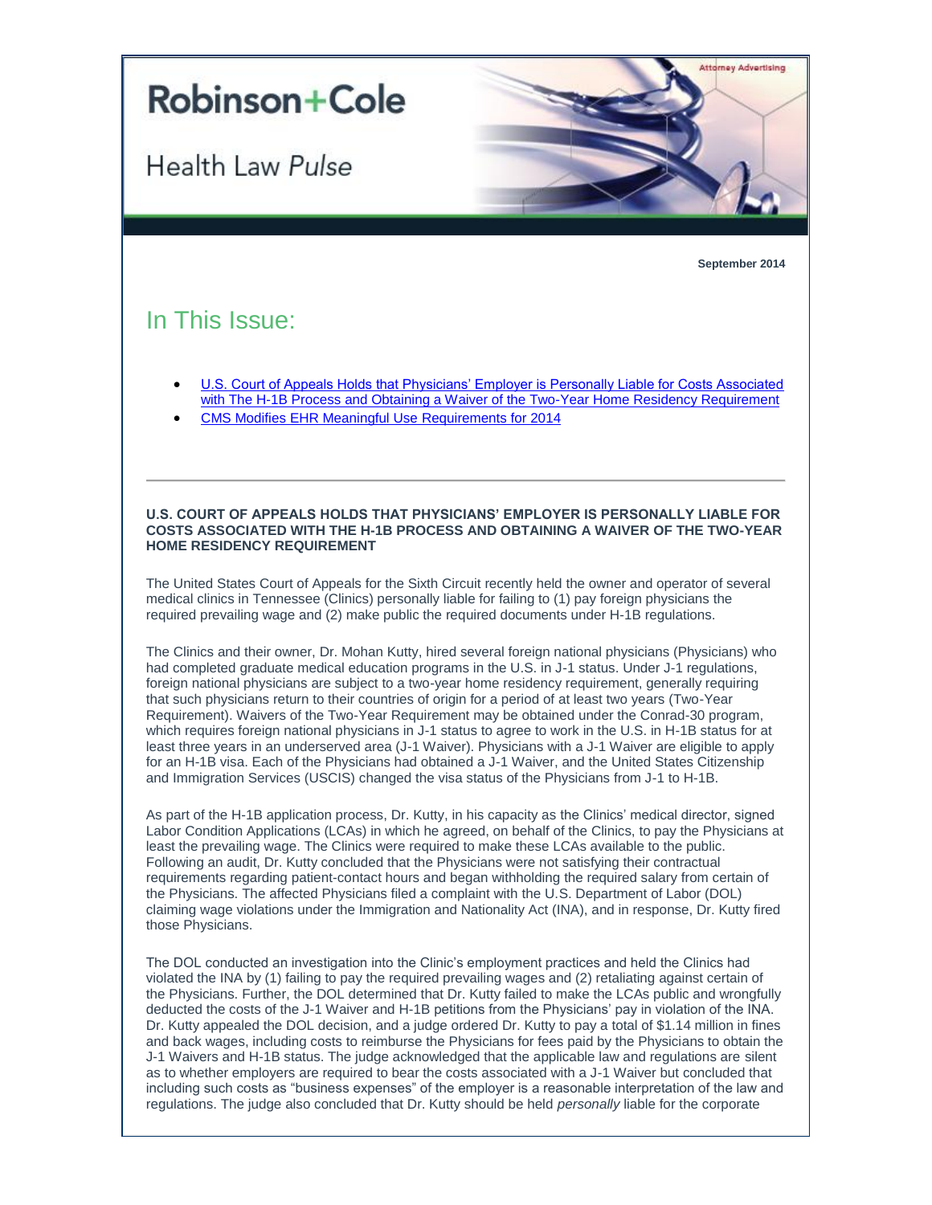# Robinson+Cole

## Health Law *Pulse*

Attorney Advertising

**September 2014**

## In This Issue:

- U.S. Court of Appeals Holds that Physicians' Employer is Personally Liable for Costs Associated with The H-1B Process and Obtaining a Waiver of the Two-Year Home Residency Requirement
- CMS Modifies EHR Meaningful Use Requirements for 2014

---

### U.S. COURT OF APPEALS HOLDS THAT PHYSICIANS' EMPLOYER IS PERSONALLY LIABLE FOR COSTS ASSOCIATED WITH THE H-1B PROCESS AND OBTAINING A WAIVER OF THE TWO-YEAR HOME RESIDENCY REQUIREMENT

The United States Court of Appeals for the Sixth Circuit recently held the owner and operator of several medical clinics in Tennessee (Clinics) personally liable for failing to (1) pay foreign physicians the required prevailing wage and (2) make public the required documents under H-1B regulations.

The Clinics and their owner, Dr. Mohan Kutty, hired several foreign national physicians (Physicians) who had completed graduate medical education programs in the U.S. in J-1 status. Under J-1 regulations, foreign national physicians are subject to a two-year home residency requirement, generally requiring that such physicians return to their countries of origin for a period of at least two years (Two-Year Requirement). Waivers of the Two-Year Requirement may be obtained under the Conrad-30 program, which requires foreign national physicians in J-1 status to agree to work in the U.S. in H-1B status for at least three years in an underserved area (J-1 Waiver). Physicians with a J-1 Waiver are eligible to apply for an H-1B visa. Each of the Physicians had obtained a J-1 Waiver, and the United States Citizenship and Immigration Services (USCIS) changed the visa status of the Physicians from J-1 to H-1B.

As part of the H-1B application process, Dr. Kutty, in his capacity as the Clinics' medical director, signed Labor Condition Applications (LCAs) in which he agreed, on behalf of the Clinics, to pay the Physicians at least the prevailing wage. The Clinics were required to make these LCAs available to the public. Following an audit, Dr. Kutty concluded that the Physicians were not satisfying their contractual requirements regarding patient-contact hours and began withholding the required salary from certain of the Physicians. The affected Physicians filed a complaint with the U.S. Department of Labor (DOL) claiming wage violations under the Immigration and Nationality Act (INA), and in response, Dr. Kutty fired those Physicians.

The DOL conducted an investigation into the Clinic's employment practices and held the Clinics had violated the INA by (1) failing to pay the required prevailing wages and (2) retaliating against certain of the Physicians. Further, the DOL determined that Dr. Kutty failed to make the LCAs public and wrongfully deducted the costs of the J-1 Waiver and H-1B petitions from the Physicians' pay in violation of the INA. Dr. Kutty appealed the DOL decision, and a judge ordered Dr. Kutty to pay a total of $1.14 million in fines and back wages, including costs to reimburse the Physicians for fees paid by the Physicians to obtain the J-1 Waivers and H-1B status. The judge acknowledged that the applicable law and regulations are silent as to whether employers are required to bear the costs associated with a J-1 Waiver but concluded that including such costs as "business expenses" of the employer is a reasonable interpretation of the law and regulations. The judge also concluded that Dr. Kutty should be held *personally* liable for the corporate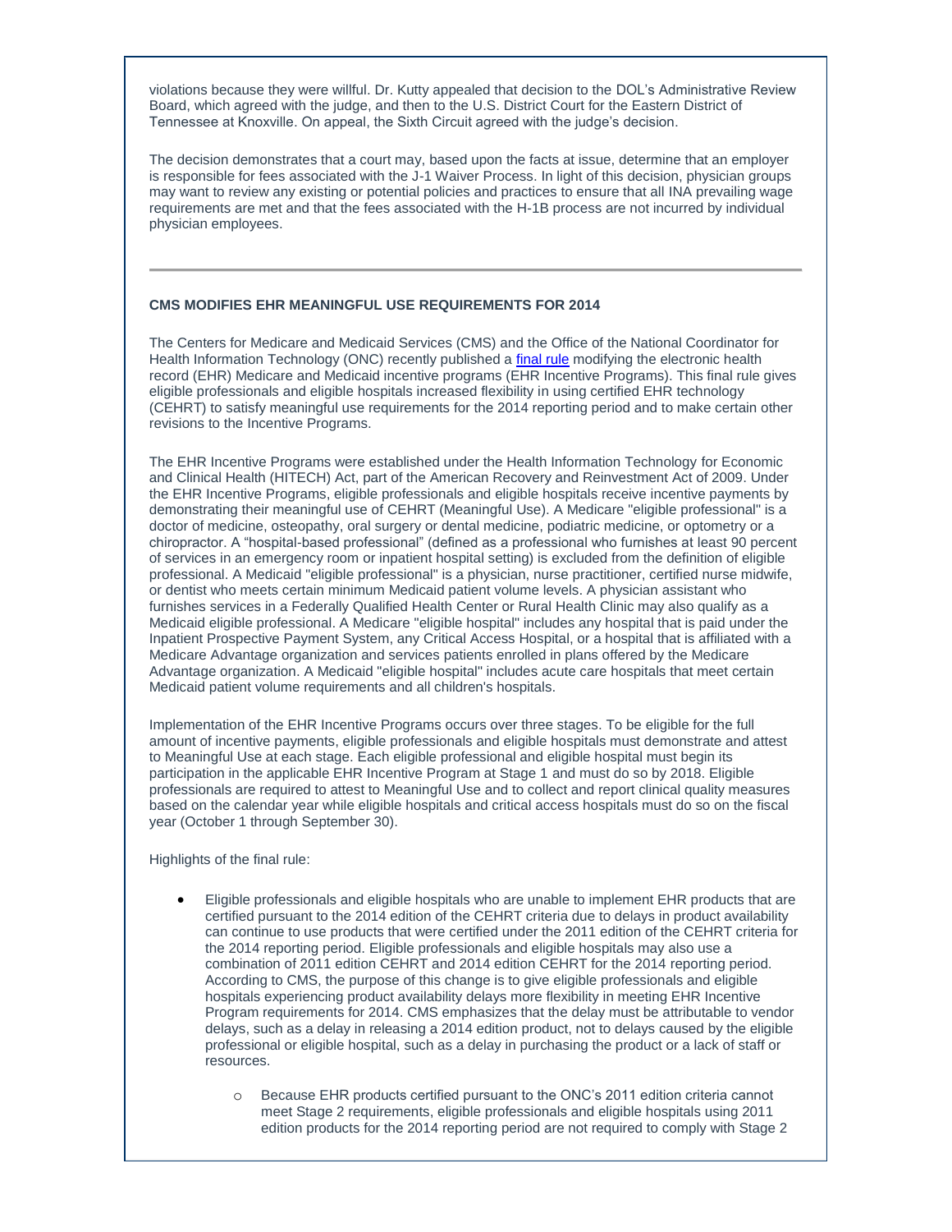violations because they were willful. Dr. Kutty appealed that decision to the DOL's Administrative Review Board, which agreed with the judge, and then to the U.S. District Court for the Eastern District of Tennessee at Knoxville. On appeal, the Sixth Circuit agreed with the judge's decision.

The decision demonstrates that a court may, based upon the facts at issue, determine that an employer is responsible for fees associated with the J-1 Waiver Process. In light of this decision, physician groups may want to review any existing or potential policies and practices to ensure that all INA prevailing wage requirements are met and that the fees associated with the H-1B process are not incurred by individual physician employees.

---

**CMS MODIFIES EHR MEANINGFUL USE REQUIREMENTS FOR 2014**

The Centers for Medicare and Medicaid Services (CMS) and the Office of the National Coordinator for Health Information Technology (ONC) recently published a [final rule] modifying the electronic health record (EHR) Medicare and Medicaid incentive programs (EHR Incentive Programs). This final rule gives eligible professionals and eligible hospitals increased flexibility in using certified EHR technology (CEHRT) to satisfy meaningful use requirements for the 2014 reporting period and to make certain other revisions to the Incentive Programs.

The EHR Incentive Programs were established under the Health Information Technology for Economic and Clinical Health (HITECH) Act, part of the American Recovery and Reinvestment Act of 2009. Under the EHR Incentive Programs, eligible professionals and eligible hospitals receive incentive payments by demonstrating their meaningful use of CEHRT (Meaningful Use). A Medicare "eligible professional" is a doctor of medicine, osteopathy, oral surgery or dental medicine, podiatric medicine, or optometry or a chiropractor. A "hospital-based professional" (defined as a professional who furnishes at least 90 percent of services in an emergency room or inpatient hospital setting) is excluded from the definition of eligible professional. A Medicaid "eligible professional" is a physician, nurse practitioner, certified nurse midwife, or dentist who meets certain minimum Medicaid patient volume levels. A physician assistant who furnishes services in a Federally Qualified Health Center or Rural Health Clinic may also qualify as a Medicaid eligible professional. A Medicare "eligible hospital" includes any hospital that is paid under the Inpatient Prospective Payment System, any Critical Access Hospital, or a hospital that is affiliated with a Medicare Advantage organization and services patients enrolled in plans offered by the Medicare Advantage organization. A Medicaid "eligible hospital" includes acute care hospitals that meet certain Medicaid patient volume requirements and all children's hospitals.

Implementation of the EHR Incentive Programs occurs over three stages. To be eligible for the full amount of incentive payments, eligible professionals and eligible hospitals must demonstrate and attest to Meaningful Use at each stage. Each eligible professional and eligible hospital must begin its participation in the applicable EHR Incentive Program at Stage 1 and must do so by 2018. Eligible professionals are required to attest to Meaningful Use and to collect and report clinical quality measures based on the calendar year while eligible hospitals and critical access hospitals must do so on the fiscal year (October 1 through September 30).

Highlights of the final rule:

- Eligible professionals and eligible hospitals who are unable to implement EHR products that are certified pursuant to the 2014 edition of the CEHRT criteria due to delays in product availability can continue to use products that were certified under the 2011 edition of the CEHRT criteria for the 2014 reporting period. Eligible professionals and eligible hospitals may also use a combination of 2011 edition CEHRT and 2014 edition CEHRT for the 2014 reporting period. According to CMS, the purpose of this change is to give eligible professionals and eligible hospitals experiencing product availability delays more flexibility in meeting EHR Incentive Program requirements for 2014. CMS emphasizes that the delay must be attributable to vendor delays, such as a delay in releasing a 2014 edition product, not to delays caused by the eligible professional or eligible hospital, such as a delay in purchasing the product or a lack of staff or resources.
    - Because EHR products certified pursuant to the ONC's 2011 edition criteria cannot meet Stage 2 requirements, eligible professionals and eligible hospitals using 2011 edition products for the 2014 reporting period are not required to comply with Stage 2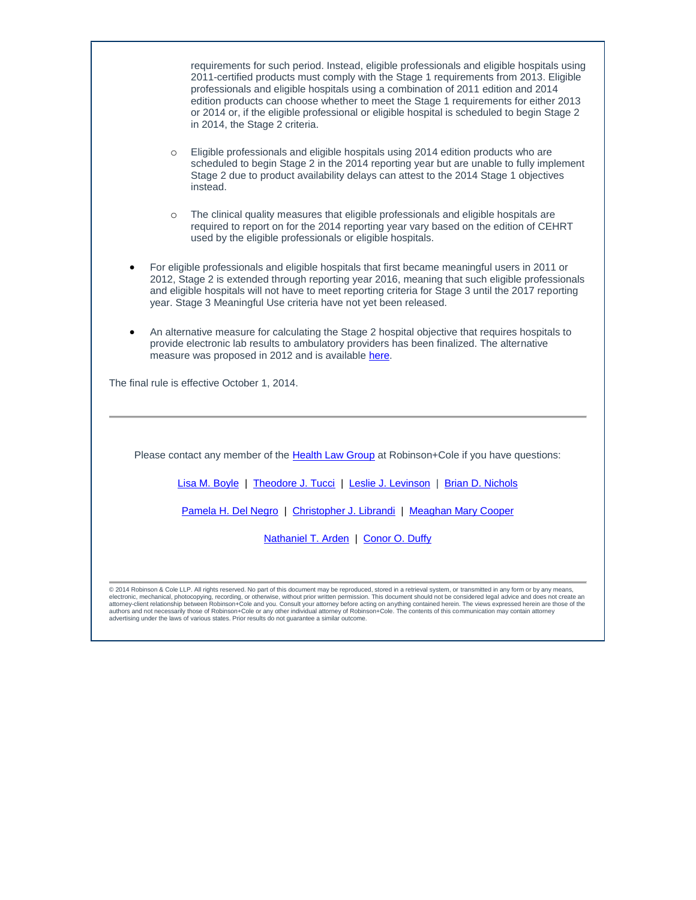requirements for such period. Instead, eligible professionals and eligible hospitals using 2011-certified products must comply with the Stage 1 requirements from 2013. Eligible professionals and eligible hospitals using a combination of 2011 edition and 2014 edition products can choose whether to meet the Stage 1 requirements for either 2013 or 2014 or, if the eligible professional or eligible hospital is scheduled to begin Stage 2 in 2014, the Stage 2 criteria.

  - Eligible professionals and eligible hospitals using 2014 edition products who are scheduled to begin Stage 2 in the 2014 reporting year but are unable to fully implement Stage 2 due to product availability delays can attest to the 2014 Stage 1 objectives instead.

  - The clinical quality measures that eligible professionals and eligible hospitals are required to report on for the 2014 reporting year vary based on the edition of CEHRT used by the eligible professionals or eligible hospitals.

- For eligible professionals and eligible hospitals that first became meaningful users in 2011 or 2012, Stage 2 is extended through reporting year 2016, meaning that such eligible professionals and eligible hospitals will not have to meet reporting criteria for Stage 3 until the 2017 reporting year. Stage 3 Meaningful Use criteria have not yet been released.

- An alternative measure for calculating the Stage 2 hospital objective that requires hospitals to provide electronic lab results to ambulatory providers has been finalized. The alternative measure was proposed in 2012 and is available here.

The final rule is effective October 1, 2014.

---

Please contact any member of the Health Law Group at Robinson+Cole if you have questions:

Lisa M. Boyle | Theodore J. Tucci | Leslie J. Levinson | Brian D. Nichols

Pamela H. Del Negro | Christopher J. Librandi | Meaghan Mary Cooper

Nathaniel T. Arden | Conor O. Duffy

---

© 2014 Robinson & Cole LLP. All rights reserved. No part of this document may be reproduced, stored in a retrieval system, or transmitted in any form or by any means, electronic, mechanical, photocopying, recording, or otherwise, without prior written permission. This document should not be considered legal advice and does not create an attorney-client relationship between Robinson+Cole and you. Consult your attorney before acting on anything contained herein. The views expressed herein are those of the authors and not necessarily those of Robinson+Cole or any other individual attorney of Robinson+Cole. The contents of this communication may contain attorney advertising under the laws of various states. Prior results do not guarantee a similar outcome.